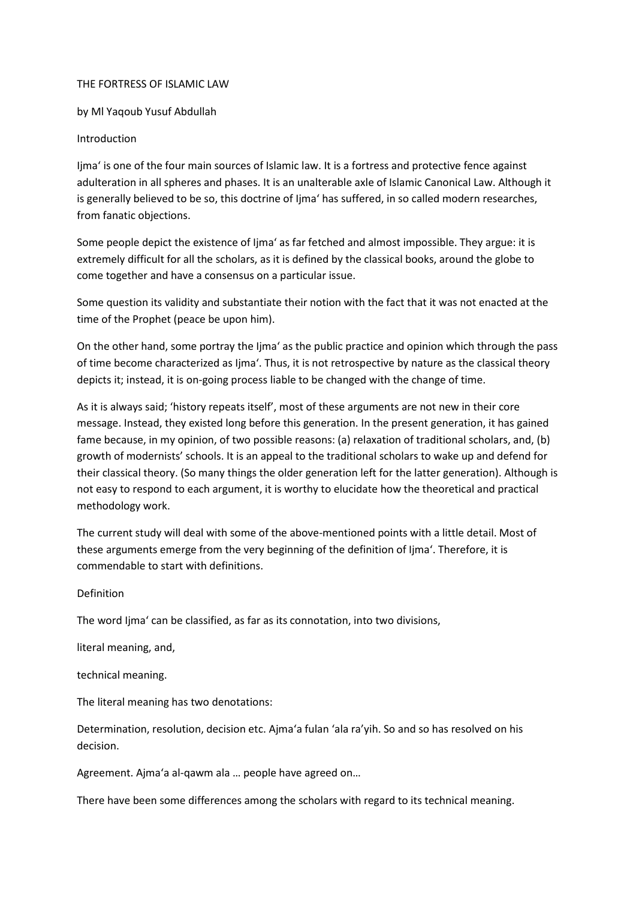# THE FORTRESS OF ISLAMIC LAW

by Ml Yaqoub Yusuf Abdullah

## Introduction

Ijma' is one of the four main sources of Islamic law. It is a fortress and protective fence against adulteration in all spheres and phases. It is an unalterable axle of Islamic Canonical Law. Although it is generally believed to be so, this doctrine of Ijma' has suffered, in so called modern researches, from fanatic objections.

Some people depict the existence of Ijma' as far fetched and almost impossible. They argue: it is extremely difficult for all the scholars, as it is defined by the classical books, around the globe to come together and have a consensus on a particular issue.

Some question its validity and substantiate their notion with the fact that it was not enacted at the time of the Prophet (peace be upon him).

On the other hand, some portray the Ijma' as the public practice and opinion which through the pass of time become characterized as Ijma'. Thus, it is not retrospective by nature as the classical theory depicts it; instead, it is on-going process liable to be changed with the change of time.

As it is always said; 'history repeats itself', most of these arguments are not new in their core message. Instead, they existed long before this generation. In the present generation, it has gained fame because, in my opinion, of two possible reasons: (a) relaxation of traditional scholars, and, (b) growth of modernists' schools. It is an appeal to the traditional scholars to wake up and defend for their classical theory. (So many things the older generation left for the latter generation). Although is not easy to respond to each argument, it is worthy to elucidate how the theoretical and practical methodology work.

The current study will deal with some of the above-mentioned points with a little detail. Most of these arguments emerge from the very beginning of the definition of Ijma'. Therefore, it is commendable to start with definitions.

## Definition

The word Ijma' can be classified, as far as its connotation, into two divisions,

literal meaning, and,

technical meaning.

The literal meaning has two denotations:

Determination, resolution, decision etc. Ajma'a fulan 'ala ra'yih. So and so has resolved on his decision.

Agreement. Ajma'a al-qawm ala … people have agreed on…

There have been some differences among the scholars with regard to its technical meaning.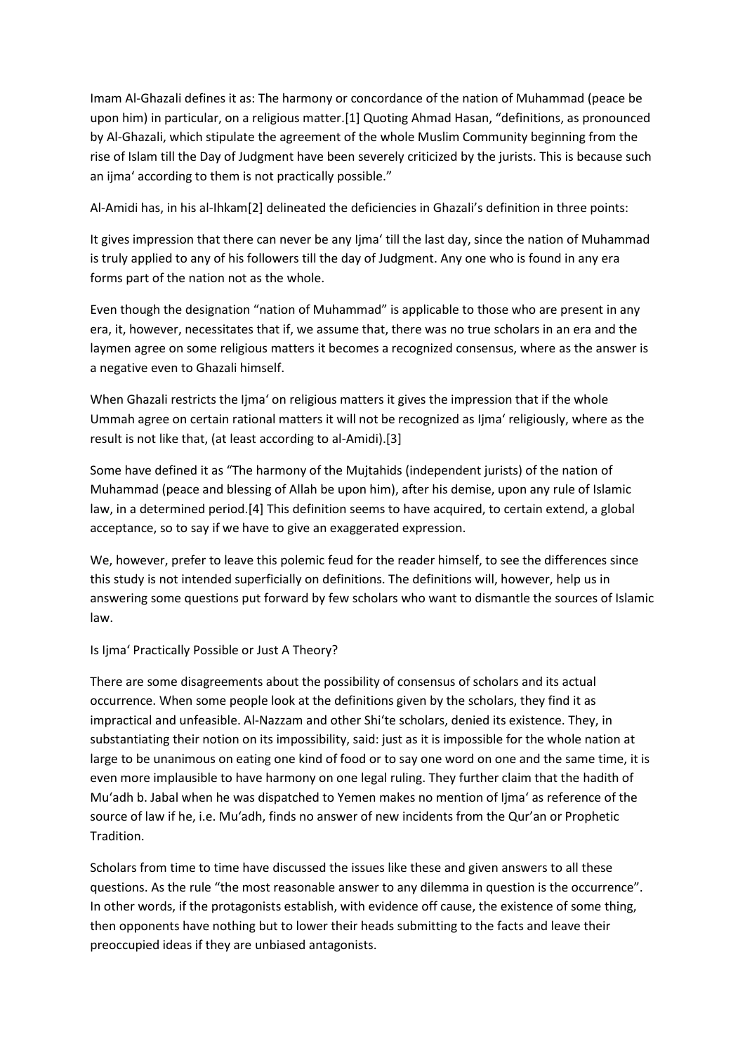Imam Al-Ghazali defines it as: The harmony or concordance of the nation of Muhammad (peace be upon him) in particular, on a religious matter.[1] Quoting Ahmad Hasan, "definitions, as pronounced by Al-Ghazali, which stipulate the agreement of the whole Muslim Community beginning from the rise of Islam till the Day of Judgment have been severely criticized by the jurists. This is because such an ijma' according to them is not practically possible."

Al-Amidi has, in his al-Ihkam[2] delineated the deficiencies in Ghazali's definition in three points:

It gives impression that there can never be any Ijma' till the last day, since the nation of Muhammad is truly applied to any of his followers till the day of Judgment. Any one who is found in any era forms part of the nation not as the whole.

Even though the designation "nation of Muhammad" is applicable to those who are present in any era, it, however, necessitates that if, we assume that, there was no true scholars in an era and the laymen agree on some religious matters it becomes a recognized consensus, where as the answer is a negative even to Ghazali himself.

When Ghazali restricts the Ijma' on religious matters it gives the impression that if the whole Ummah agree on certain rational matters it will not be recognized as Ijma' religiously, where as the result is not like that, (at least according to al-Amidi).[3]

Some have defined it as "The harmony of the Mujtahids (independent jurists) of the nation of Muhammad (peace and blessing of Allah be upon him), after his demise, upon any rule of Islamic law, in a determined period.[4] This definition seems to have acquired, to certain extend, a global acceptance, so to say if we have to give an exaggerated expression.

We, however, prefer to leave this polemic feud for the reader himself, to see the differences since this study is not intended superficially on definitions. The definitions will, however, help us in answering some questions put forward by few scholars who want to dismantle the sources of Islamic law.

## Is Ijma' Practically Possible or Just A Theory?

There are some disagreements about the possibility of consensus of scholars and its actual occurrence. When some people look at the definitions given by the scholars, they find it as impractical and unfeasible. Al-Nazzam and other Shi'te scholars, denied its existence. They, in substantiating their notion on its impossibility, said: just as it is impossible for the whole nation at large to be unanimous on eating one kind of food or to say one word on one and the same time, it is even more implausible to have harmony on one legal ruling. They further claim that the hadith of Mu'adh b. Jabal when he was dispatched to Yemen makes no mention of Ijma' as reference of the source of law if he, i.e. Mu'adh, finds no answer of new incidents from the Qur'an or Prophetic Tradition.

Scholars from time to time have discussed the issues like these and given answers to all these questions. As the rule "the most reasonable answer to any dilemma in question is the occurrence". In other words, if the protagonists establish, with evidence off cause, the existence of some thing, then opponents have nothing but to lower their heads submitting to the facts and leave their preoccupied ideas if they are unbiased antagonists.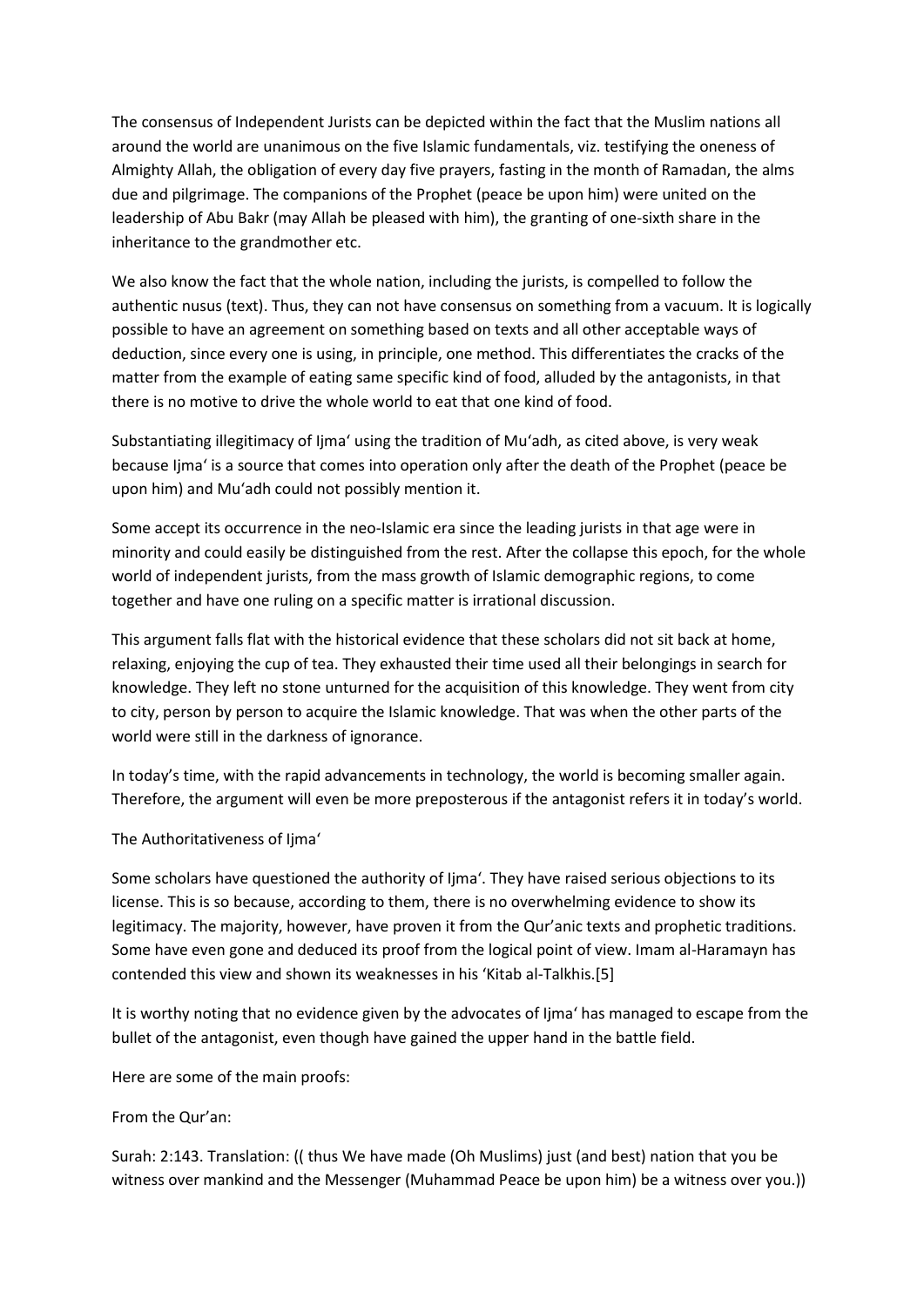The consensus of Independent Jurists can be depicted within the fact that the Muslim nations all around the world are unanimous on the five Islamic fundamentals, viz. testifying the oneness of Almighty Allah, the obligation of every day five prayers, fasting in the month of Ramadan, the alms due and pilgrimage. The companions of the Prophet (peace be upon him) were united on the leadership of Abu Bakr (may Allah be pleased with him), the granting of one-sixth share in the inheritance to the grandmother etc.

We also know the fact that the whole nation, including the jurists, is compelled to follow the authentic nusus (text). Thus, they can not have consensus on something from a vacuum. It is logically possible to have an agreement on something based on texts and all other acceptable ways of deduction, since every one is using, in principle, one method. This differentiates the cracks of the matter from the example of eating same specific kind of food, alluded by the antagonists, in that there is no motive to drive the whole world to eat that one kind of food.

Substantiating illegitimacy of Ijma' using the tradition of Mu'adh, as cited above, is very weak because Ijma' is a source that comes into operation only after the death of the Prophet (peace be upon him) and Mu'adh could not possibly mention it.

Some accept its occurrence in the neo-Islamic era since the leading jurists in that age were in minority and could easily be distinguished from the rest. After the collapse this epoch, for the whole world of independent jurists, from the mass growth of Islamic demographic regions, to come together and have one ruling on a specific matter is irrational discussion.

This argument falls flat with the historical evidence that these scholars did not sit back at home, relaxing, enjoying the cup of tea. They exhausted their time used all their belongings in search for knowledge. They left no stone unturned for the acquisition of this knowledge. They went from city to city, person by person to acquire the Islamic knowledge. That was when the other parts of the world were still in the darkness of ignorance.

In today's time, with the rapid advancements in technology, the world is becoming smaller again. Therefore, the argument will even be more preposterous if the antagonist refers it in today's world.

## The Authoritativeness of Ijma'

Some scholars have questioned the authority of Ijma'. They have raised serious objections to its license. This is so because, according to them, there is no overwhelming evidence to show its legitimacy. The majority, however, have proven it from the Qur'anic texts and prophetic traditions. Some have even gone and deduced its proof from the logical point of view. Imam al-Haramayn has contended this view and shown its weaknesses in his 'Kitab al-Talkhis.[5]

It is worthy noting that no evidence given by the advocates of Ijma' has managed to escape from the bullet of the antagonist, even though have gained the upper hand in the battle field.

Here are some of the main proofs:

From the Qur'an:

Surah: 2:143. Translation: (( thus We have made (Oh Muslims) just (and best) nation that you be witness over mankind and the Messenger (Muhammad Peace be upon him) be a witness over you.))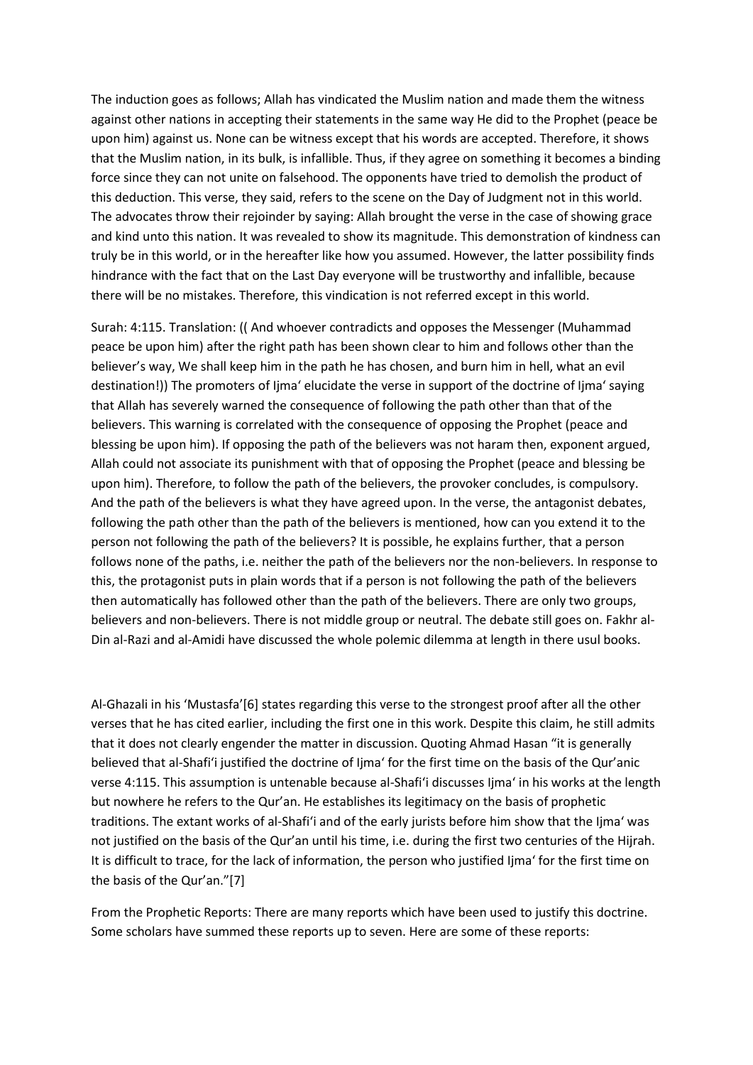The induction goes as follows; Allah has vindicated the Muslim nation and made them the witness against other nations in accepting their statements in the same way He did to the Prophet (peace be upon him) against us. None can be witness except that his words are accepted. Therefore, it shows that the Muslim nation, in its bulk, is infallible. Thus, if they agree on something it becomes a binding force since they can not unite on falsehood. The opponents have tried to demolish the product of this deduction. This verse, they said, refers to the scene on the Day of Judgment not in this world. The advocates throw their rejoinder by saying: Allah brought the verse in the case of showing grace and kind unto this nation. It was revealed to show its magnitude. This demonstration of kindness can truly be in this world, or in the hereafter like how you assumed. However, the latter possibility finds hindrance with the fact that on the Last Day everyone will be trustworthy and infallible, because there will be no mistakes. Therefore, this vindication is not referred except in this world.

Surah: 4:115. Translation: (( And whoever contradicts and opposes the Messenger (Muhammad peace be upon him) after the right path has been shown clear to him and follows other than the believer's way, We shall keep him in the path he has chosen, and burn him in hell, what an evil destination!)) The promoters of Ijma' elucidate the verse in support of the doctrine of Ijma' saying that Allah has severely warned the consequence of following the path other than that of the believers. This warning is correlated with the consequence of opposing the Prophet (peace and blessing be upon him). If opposing the path of the believers was not haram then, exponent argued, Allah could not associate its punishment with that of opposing the Prophet (peace and blessing be upon him). Therefore, to follow the path of the believers, the provoker concludes, is compulsory. And the path of the believers is what they have agreed upon. In the verse, the antagonist debates, following the path other than the path of the believers is mentioned, how can you extend it to the person not following the path of the believers? It is possible, he explains further, that a person follows none of the paths, i.e. neither the path of the believers nor the non-believers. In response to this, the protagonist puts in plain words that if a person is not following the path of the believers then automatically has followed other than the path of the believers. There are only two groups, believers and non-believers. There is not middle group or neutral. The debate still goes on. Fakhr al-Din al-Razi and al-Amidi have discussed the whole polemic dilemma at length in there usul books.

Al-Ghazali in his 'Mustasfa'[6] states regarding this verse to the strongest proof after all the other verses that he has cited earlier, including the first one in this work. Despite this claim, he still admits that it does not clearly engender the matter in discussion. Quoting Ahmad Hasan "it is generally believed that al-Shafi'i justified the doctrine of Ijma' for the first time on the basis of the Qur'anic verse 4:115. This assumption is untenable because al-Shafi'i discusses Ijma' in his works at the length but nowhere he refers to the Qur'an. He establishes its legitimacy on the basis of prophetic traditions. The extant works of al-Shafi'i and of the early jurists before him show that the Ijma' was not justified on the basis of the Qur'an until his time, i.e. during the first two centuries of the Hijrah. It is difficult to trace, for the lack of information, the person who justified Ijma' for the first time on the basis of the Qur'an."[7]

From the Prophetic Reports: There are many reports which have been used to justify this doctrine. Some scholars have summed these reports up to seven. Here are some of these reports: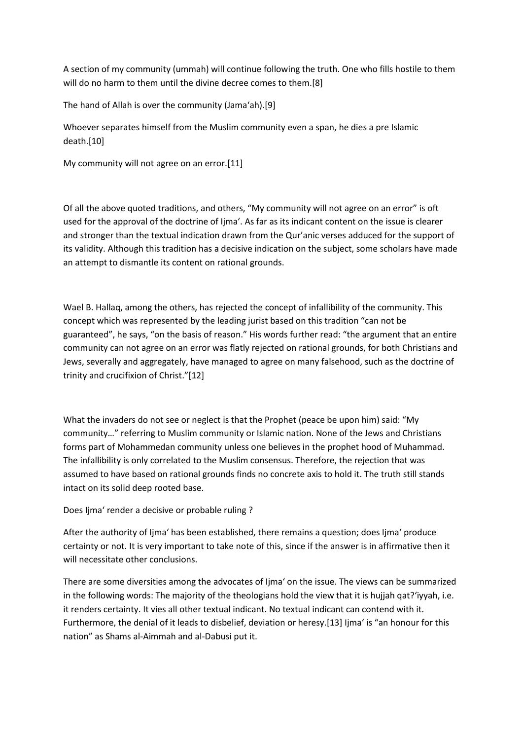A section of my community (ummah) will continue following the truth. One who fills hostile to them will do no harm to them until the divine decree comes to them.[8]

The hand of Allah is over the community (Jama'ah).[9]

Whoever separates himself from the Muslim community even a span, he dies a pre Islamic death.[10]

My community will not agree on an error.[11]

Of all the above quoted traditions, and others, "My community will not agree on an error" is oft used for the approval of the doctrine of Ijma'. As far as its indicant content on the issue is clearer and stronger than the textual indication drawn from the Qur'anic verses adduced for the support of its validity. Although this tradition has a decisive indication on the subject, some scholars have made an attempt to dismantle its content on rational grounds.

Wael B. Hallaq, among the others, has rejected the concept of infallibility of the community. This concept which was represented by the leading jurist based on this tradition "can not be guaranteed", he says, "on the basis of reason." His words further read: "the argument that an entire community can not agree on an error was flatly rejected on rational grounds, for both Christians and Jews, severally and aggregately, have managed to agree on many falsehood, such as the doctrine of trinity and crucifixion of Christ."[12]

What the invaders do not see or neglect is that the Prophet (peace be upon him) said: "My community…" referring to Muslim community or Islamic nation. None of the Jews and Christians forms part of Mohammedan community unless one believes in the prophet hood of Muhammad. The infallibility is only correlated to the Muslim consensus. Therefore, the rejection that was assumed to have based on rational grounds finds no concrete axis to hold it. The truth still stands intact on its solid deep rooted base.

Does Ijma' render a decisive or probable ruling ?

After the authority of Ijma' has been established, there remains a question; does Ijma' produce certainty or not. It is very important to take note of this, since if the answer is in affirmative then it will necessitate other conclusions.

There are some diversities among the advocates of Ijma' on the issue. The views can be summarized in the following words: The majority of the theologians hold the view that it is hujjah qat?'iyyah, i.e. it renders certainty. It vies all other textual indicant. No textual indicant can contend with it. Furthermore, the denial of it leads to disbelief, deviation or heresy.[13] Ijma' is "an honour for this nation" as Shams al-Aimmah and al-Dabusi put it.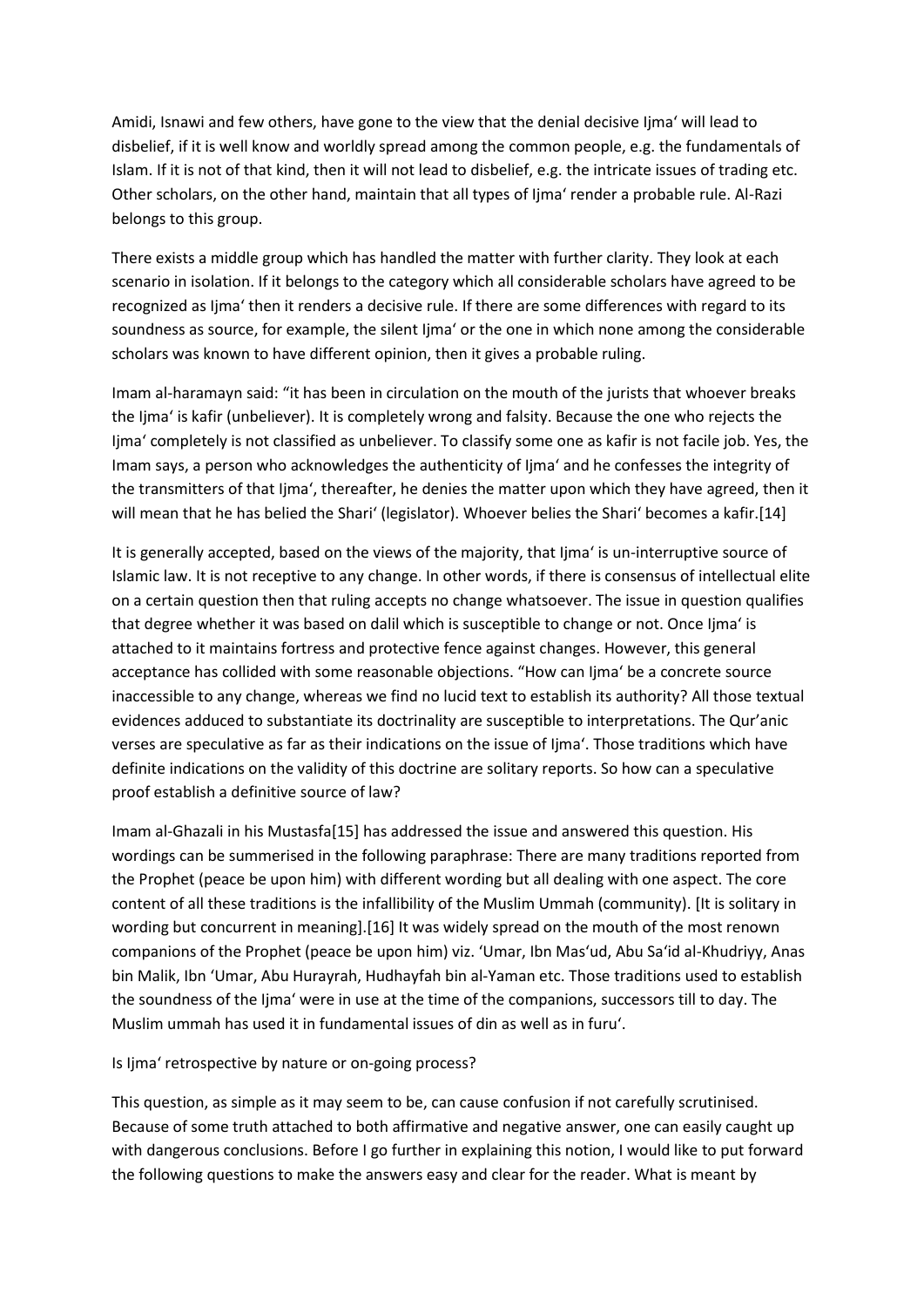Amidi, Isnawi and few others, have gone to the view that the denial decisive Ijma' will lead to disbelief, if it is well know and worldly spread among the common people, e.g. the fundamentals of Islam. If it is not of that kind, then it will not lead to disbelief, e.g. the intricate issues of trading etc. Other scholars, on the other hand, maintain that all types of Ijma' render a probable rule. Al-Razi belongs to this group.

There exists a middle group which has handled the matter with further clarity. They look at each scenario in isolation. If it belongs to the category which all considerable scholars have agreed to be recognized as Ijma' then it renders a decisive rule. If there are some differences with regard to its soundness as source, for example, the silent Ijma' or the one in which none among the considerable scholars was known to have different opinion, then it gives a probable ruling.

Imam al-haramayn said: "it has been in circulation on the mouth of the jurists that whoever breaks the Ijma' is kafir (unbeliever). It is completely wrong and falsity. Because the one who rejects the Ijma' completely is not classified as unbeliever. To classify some one as kafir is not facile job. Yes, the Imam says, a person who acknowledges the authenticity of Ijma' and he confesses the integrity of the transmitters of that Ijma', thereafter, he denies the matter upon which they have agreed, then it will mean that he has belied the Shari' (legislator). Whoever belies the Shari' becomes a kafir.[14]

It is generally accepted, based on the views of the majority, that Ijma' is un-interruptive source of Islamic law. It is not receptive to any change. In other words, if there is consensus of intellectual elite on a certain question then that ruling accepts no change whatsoever. The issue in question qualifies that degree whether it was based on dalil which is susceptible to change or not. Once Ijma' is attached to it maintains fortress and protective fence against changes. However, this general acceptance has collided with some reasonable objections. "How can Ijma' be a concrete source inaccessible to any change, whereas we find no lucid text to establish its authority? All those textual evidences adduced to substantiate its doctrinality are susceptible to interpretations. The Qur'anic verses are speculative as far as their indications on the issue of Ijma'. Those traditions which have definite indications on the validity of this doctrine are solitary reports. So how can a speculative proof establish a definitive source of law?

Imam al-Ghazali in his Mustasfa[15] has addressed the issue and answered this question. His wordings can be summerised in the following paraphrase: There are many traditions reported from the Prophet (peace be upon him) with different wording but all dealing with one aspect. The core content of all these traditions is the infallibility of the Muslim Ummah (community). [It is solitary in wording but concurrent in meaning].[16] It was widely spread on the mouth of the most renown companions of the Prophet (peace be upon him) viz. 'Umar, Ibn Mas'ud, Abu Sa'id al-Khudriyy, Anas bin Malik, Ibn 'Umar, Abu Hurayrah, Hudhayfah bin al-Yaman etc. Those traditions used to establish the soundness of the Ijma' were in use at the time of the companions, successors till to day. The Muslim ummah has used it in fundamental issues of din as well as in furu'.

Is Ijma' retrospective by nature or on-going process?

This question, as simple as it may seem to be, can cause confusion if not carefully scrutinised. Because of some truth attached to both affirmative and negative answer, one can easily caught up with dangerous conclusions. Before I go further in explaining this notion, I would like to put forward the following questions to make the answers easy and clear for the reader. What is meant by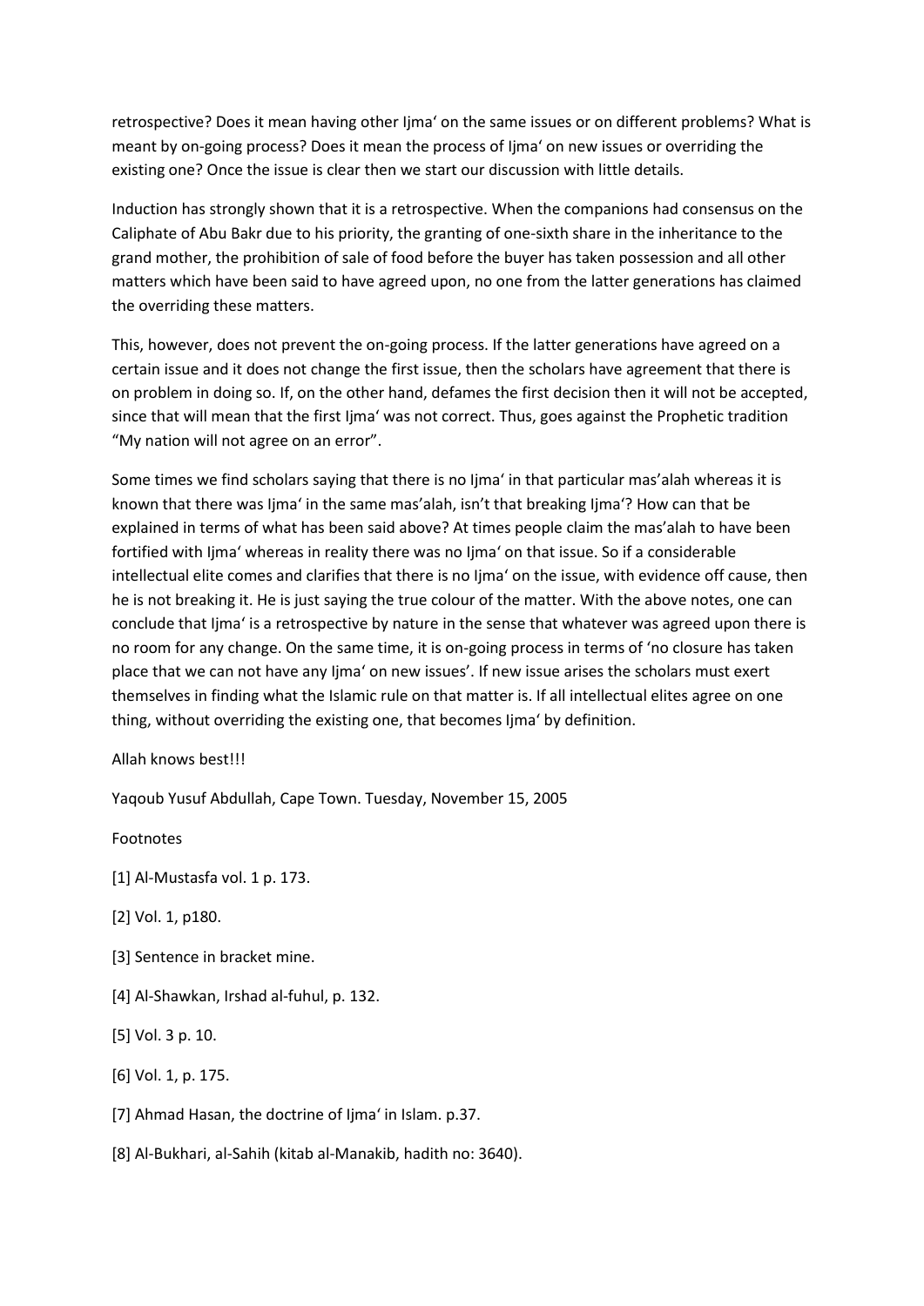retrospective? Does it mean having other Ijma' on the same issues or on different problems? What is meant by on-going process? Does it mean the process of Ijma' on new issues or overriding the existing one? Once the issue is clear then we start our discussion with little details.

Induction has strongly shown that it is a retrospective. When the companions had consensus on the Caliphate of Abu Bakr due to his priority, the granting of one-sixth share in the inheritance to the grand mother, the prohibition of sale of food before the buyer has taken possession and all other matters which have been said to have agreed upon, no one from the latter generations has claimed the overriding these matters.

This, however, does not prevent the on-going process. If the latter generations have agreed on a certain issue and it does not change the first issue, then the scholars have agreement that there is on problem in doing so. If, on the other hand, defames the first decision then it will not be accepted, since that will mean that the first Ijma' was not correct. Thus, goes against the Prophetic tradition "My nation will not agree on an error".

Some times we find scholars saying that there is no Ijma' in that particular mas'alah whereas it is known that there was Ijma' in the same mas'alah, isn't that breaking Ijma'? How can that be explained in terms of what has been said above? At times people claim the mas'alah to have been fortified with Ijma' whereas in reality there was no Ijma' on that issue. So if a considerable intellectual elite comes and clarifies that there is no Ijma' on the issue, with evidence off cause, then he is not breaking it. He is just saying the true colour of the matter. With the above notes, one can conclude that Ijma' is a retrospective by nature in the sense that whatever was agreed upon there is no room for any change. On the same time, it is on-going process in terms of 'no closure has taken place that we can not have any Ijma' on new issues'. If new issue arises the scholars must exert themselves in finding what the Islamic rule on that matter is. If all intellectual elites agree on one thing, without overriding the existing one, that becomes Ijma' by definition.

Allah knows best!!!

Yaqoub Yusuf Abdullah, Cape Town. Tuesday, November 15, 2005

Footnotes

[1] Al-Mustasfa vol. 1 p. 173.

[2] Vol. 1, p180.

[3] Sentence in bracket mine.

[4] Al-Shawkan, Irshad al-fuhul, p. 132.

[5] Vol. 3 p. 10.

[6] Vol. 1, p. 175.

[7] Ahmad Hasan, the doctrine of Ijma' in Islam. p.37.

[8] Al-Bukhari, al-Sahih (kitab al-Manakib, hadith no: 3640).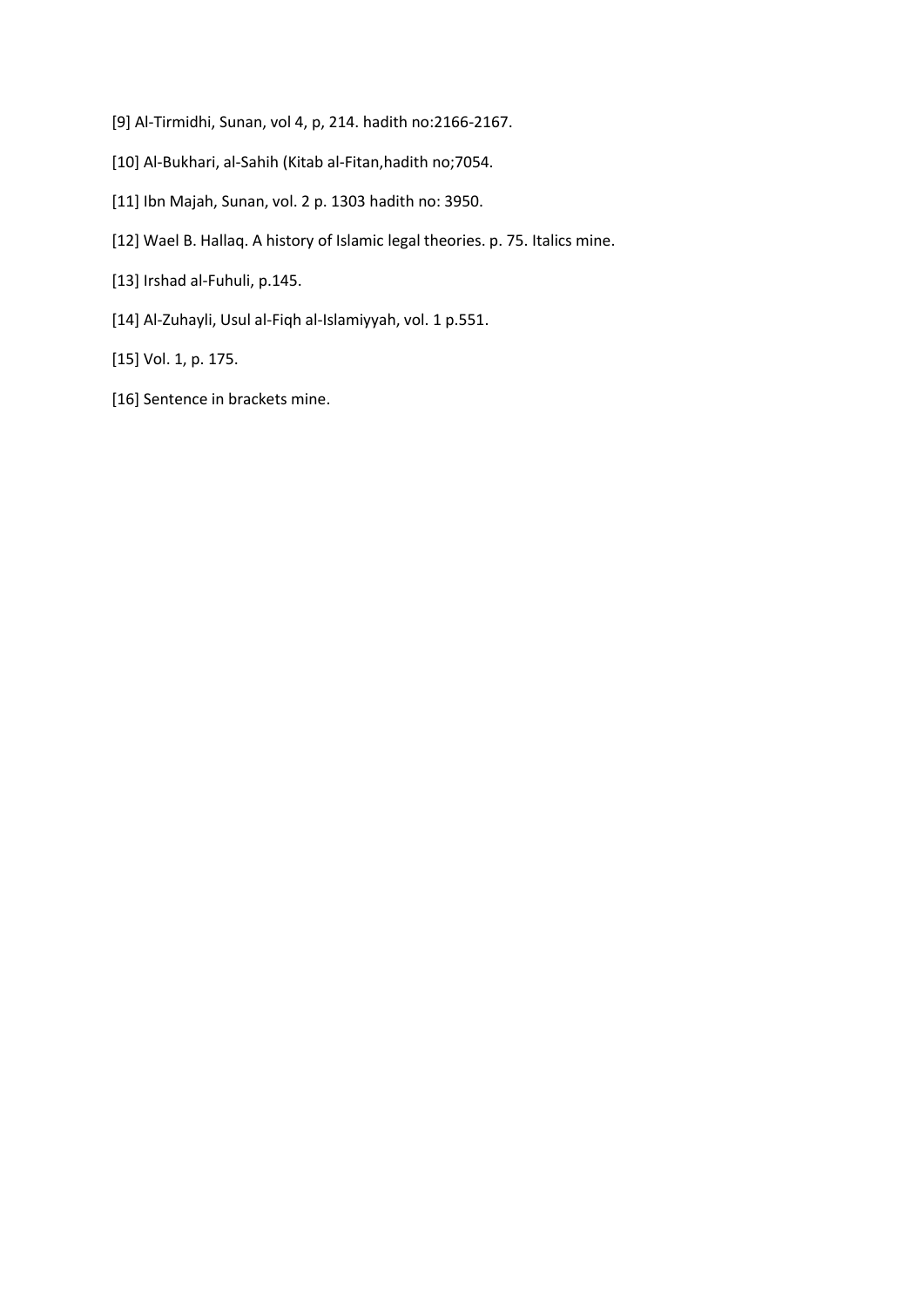[9] Al-Tirmidhi, Sunan, vol 4, p, 214. hadith no:2166-2167.

[10] Al-Bukhari, al-Sahih (Kitab al-Fitan,hadith no;7054.

[11] Ibn Majah, Sunan, vol. 2 p. 1303 hadith no: 3950.

[12] Wael B. Hallaq. A history of Islamic legal theories. p. 75. Italics mine.

[13] Irshad al-Fuhuli, p.145.

[14] Al-Zuhayli, Usul al-Fiqh al-Islamiyyah, vol. 1 p.551.

[15] Vol. 1, p. 175.

[16] Sentence in brackets mine.